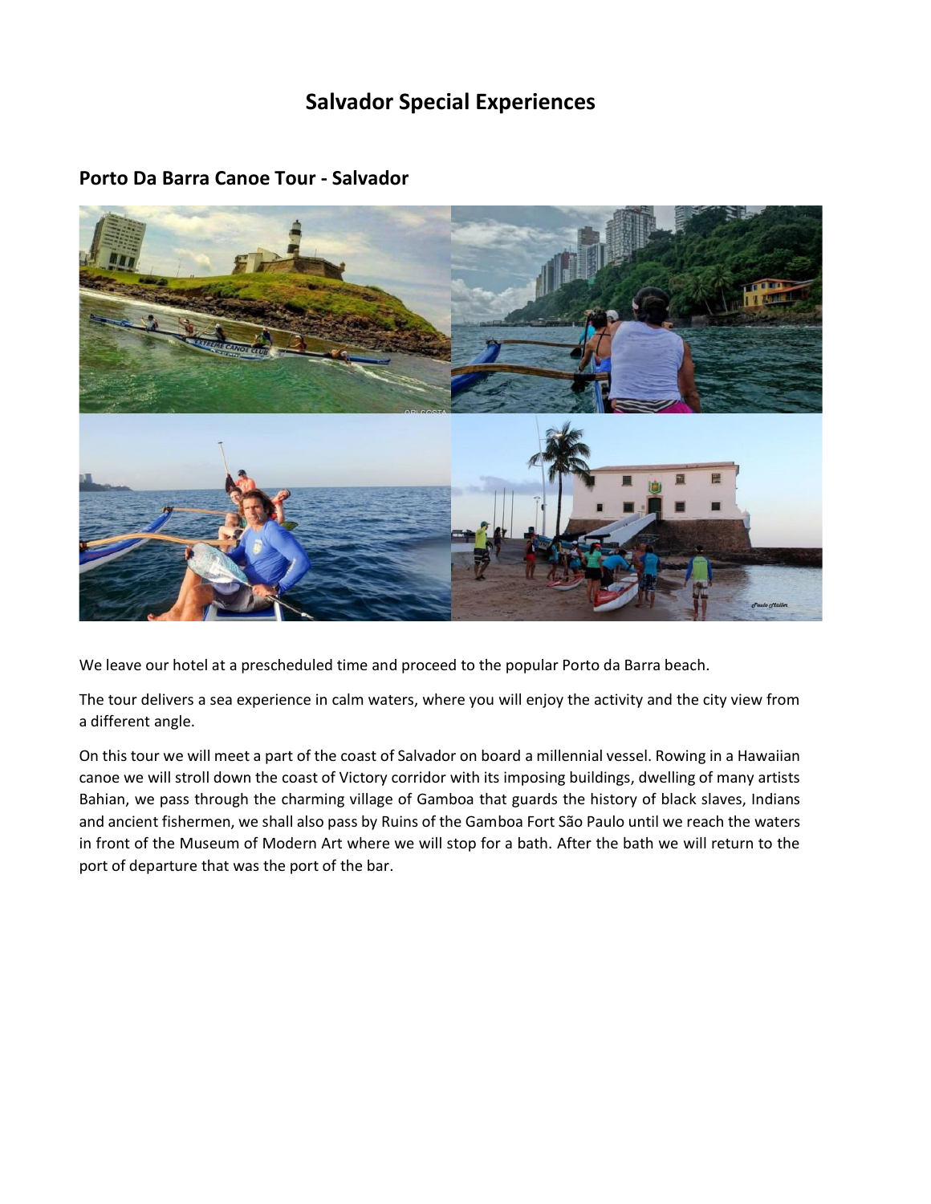# Salvador Special Experiences

## Porto Da Barra Canoe Tour - Salvador

We leave our hotel at a prescheduled time and proceed to the popular Porto da Barra beach.

The tour delivers a sea experience in calm waters, where you will enjoy the activity and the city view from a different angle.

On this tour we will meet a part of the coast of Salvador on board a millennial vessel. Rowing in a Hawaiian canoe we will stroll down the coast of Victory corridor with its imposing buildings, dwelling of many artists Bahian, we pass through the charming village of Gamboa that guards the history of black slaves, Indians and ancient fishermen, we shall also pass by Ruins of the Gamboa Fort São Paulo until we reach the waters in front of the Museum of Modern Art where we will stop for a bath. After the bath we will return to the port of departure that was the port of the bar.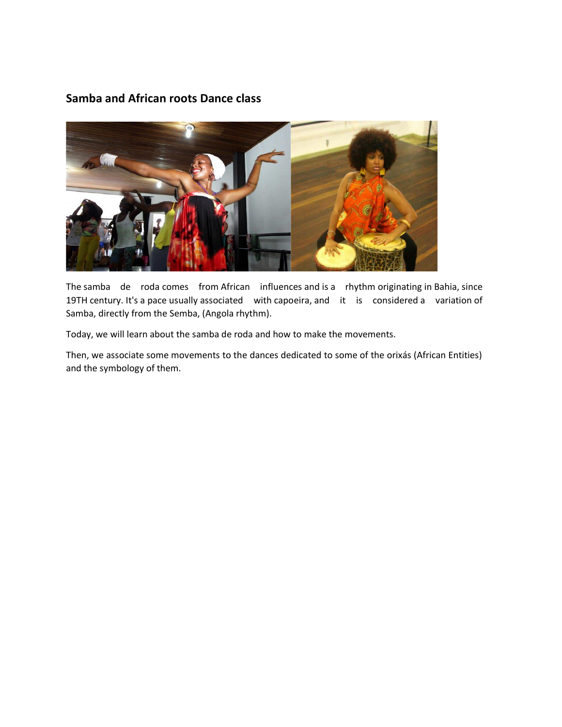## Samba and African roots Dance class

The samba de roda comes from African influences and is a rhythm originating in Bahia, since 19TH century. It's a pace usually associated with capoeira, and it is considered a variation of Samba, directly from the Semba, (Angola rhythm).

Today, we will learn about the samba de roda and how to make the movements.

Then, we associate some movements to the dances dedicated to some of the orixás (African Entities) and the symbology of them.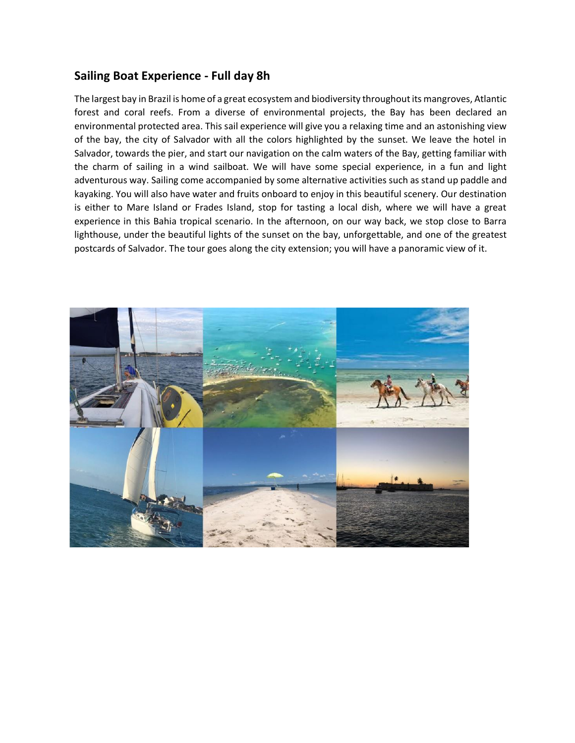## Sailing Boat Experience - Full day 8h

The largest bay in Brazil is home of a great ecosystem and biodiversity throughout its mangroves, Atlantic forest and coral reefs. From a diverse of environmental projects, the Bay has been declared an environmental protected area. This sail experience will give you a relaxing time and an astonishing view of the bay, the city of Salvador with all the colors highlighted by the sunset. We leave the hotel in Salvador, towards the pier, and start our navigation on the calm waters of the Bay, getting familiar with the charm of sailing in a wind sailboat. We will have some special experience, in a fun and light adventurous way. Sailing come accompanied by some alternative activities such as stand up paddle and kayaking. You will also have water and fruits onboard to enjoy in this beautiful scenery. Our destination is either to Mare Island or Frades Island, stop for tasting a local dish, where we will have a great experience in this Bahia tropical scenario. In the afternoon, on our way back, we stop close to Barra lighthouse, under the beautiful lights of the sunset on the bay, unforgettable, and one of the greatest postcards of Salvador. The tour goes along the city extension; you will have a panoramic view of it.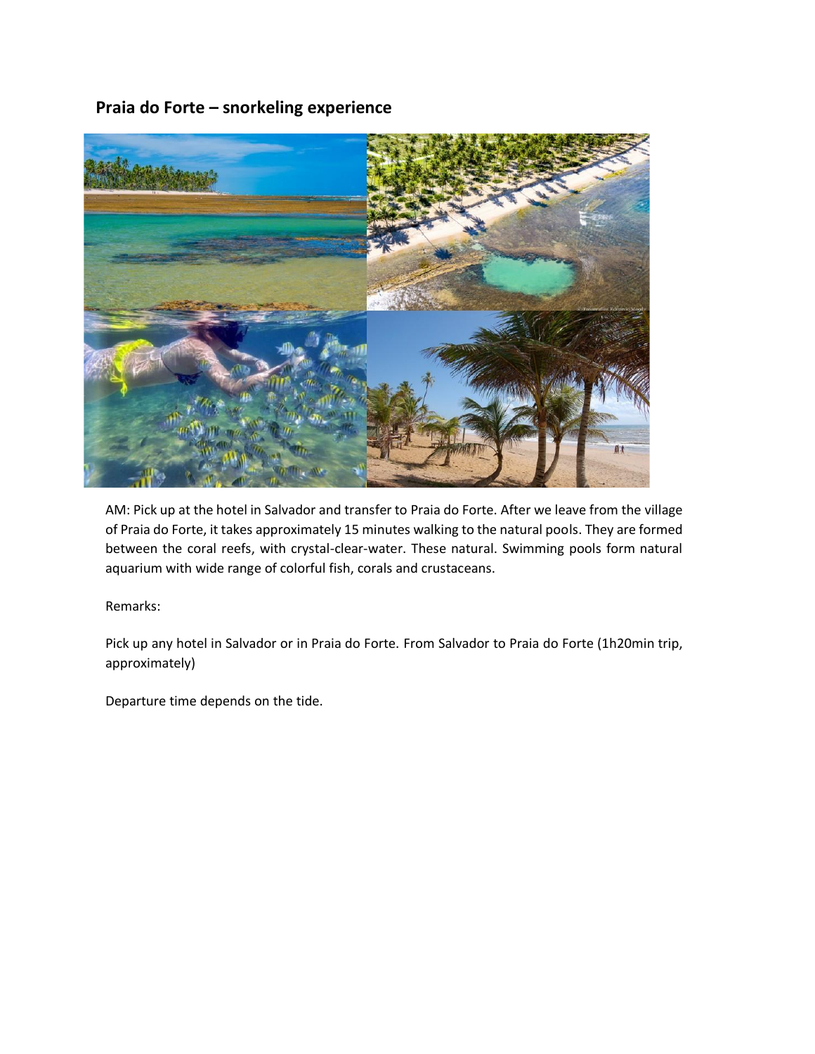## Praia do Forte – snorkeling experience

AM: Pick up at the hotel in Salvador and transfer to Praia do Forte. After we leave from the village of Praia do Forte, it takes approximately 15 minutes walking to the natural pools. They are formed between the coral reefs, with crystal-clear-water. These natural. Swimming pools form natural aquarium with wide range of colorful fish, corals and crustaceans.

Remarks:

Pick up any hotel in Salvador or in Praia do Forte. From Salvador to Praia do Forte (1h20min trip, approximately)

Departure time depends on the tide.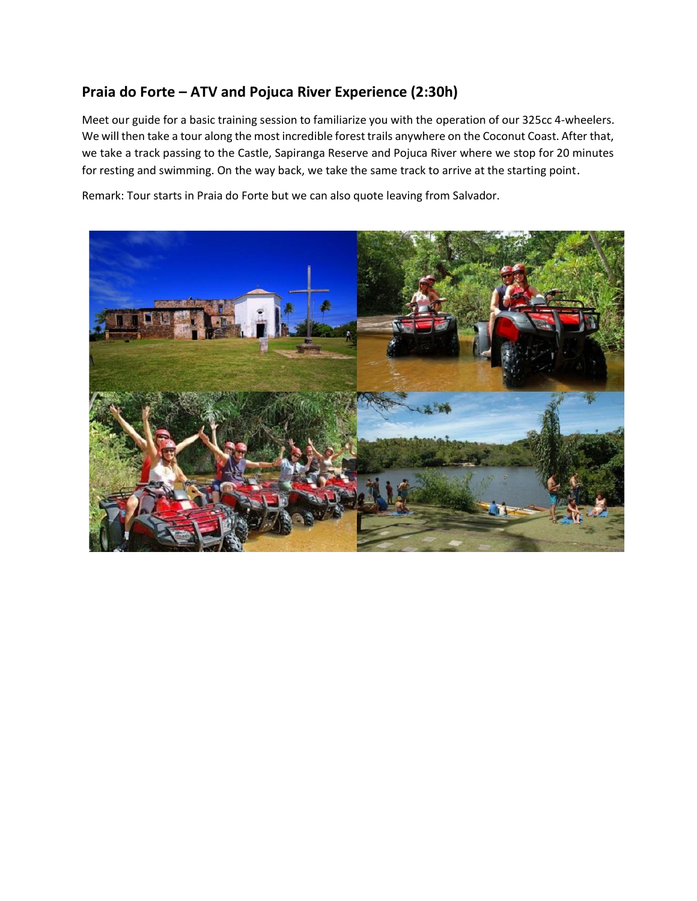## Praia do Forte – ATV and Pojuca River Experience (2:30h)

Meet our guide for a basic training session to familiarize you with the operation of our 325cc 4-wheelers. We will then take a tour along the most incredible forest trails anywhere on the Coconut Coast. After that, we take a track passing to the Castle, Sapiranga Reserve and Pojuca River where we stop for 20 minutes for resting and swimming. On the way back, we take the same track to arrive at the starting point.

Remark: Tour starts in Praia do Forte but we can also quote leaving from Salvador.